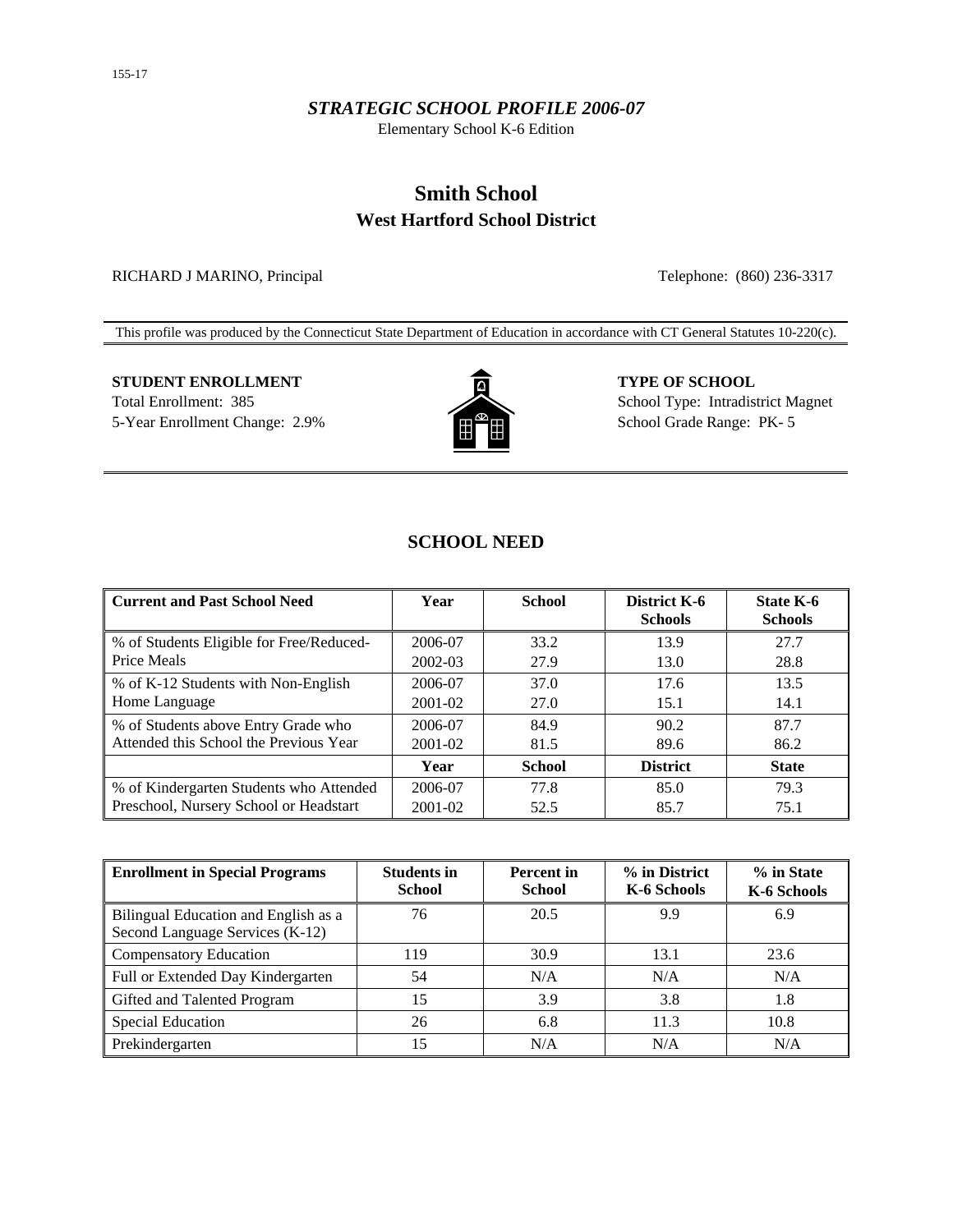155-17

*STRATEGIC SCHOOL PROFILE 2006-07*

Elementary School K-6 Edition

# Smith School

## West Hartford School District

RICHARD J MARINO, Principal

Telephone: (860) 236-3317

This profile was produced by the Connecticut State Department of Education in accordance with CT General Statutes 10-220(c).

**STUDENT ENROLLMENT**

Total Enrollment: 385

5-Year Enrollment Change: 2.9%

**TYPE OF SCHOOL**

School Type: Intradistrict Magnet

School Grade Range: PK- 5

## SCHOOL NEED

| Current and Past School Need | Year | School | District K-6 Schools | State K-6 Schools |
|---|---|---|---|---|
| % of Students Eligible for Free/Reduced-Price Meals | 2006-07 | 33.2 | 13.9 | 27.7 |
| | 2002-03 | 27.9 | 13.0 | 28.8 |
| % of K-12 Students with Non-English Home Language | 2006-07 | 37.0 | 17.6 | 13.5 |
| | 2001-02 | 27.0 | 15.1 | 14.1 |
| % of Students above Entry Grade who Attended this School the Previous Year | 2006-07 | 84.9 | 90.2 | 87.7 |
| | 2001-02 | 81.5 | 89.6 | 86.2 |
| | **Year** | **School** | **District** | **State** |
| % of Kindergarten Students who Attended Preschool, Nursery School or Headstart | 2006-07 | 77.8 | 85.0 | 79.3 |
| | 2001-02 | 52.5 | 85.7 | 75.1 |

| Enrollment in Special Programs | Students in School | Percent in School | % in District K-6 Schools | % in State K-6 Schools |
|---|---|---|---|---|
| Bilingual Education and English as a Second Language Services (K-12) | 76 | 20.5 | 9.9 | 6.9 |
| Compensatory Education | 119 | 30.9 | 13.1 | 23.6 |
| Full or Extended Day Kindergarten | 54 | N/A | N/A | N/A |
| Gifted and Talented Program | 15 | 3.9 | 3.8 | 1.8 |
| Special Education | 26 | 6.8 | 11.3 | 10.8 |
| Prekindergarten | 15 | N/A | N/A | N/A |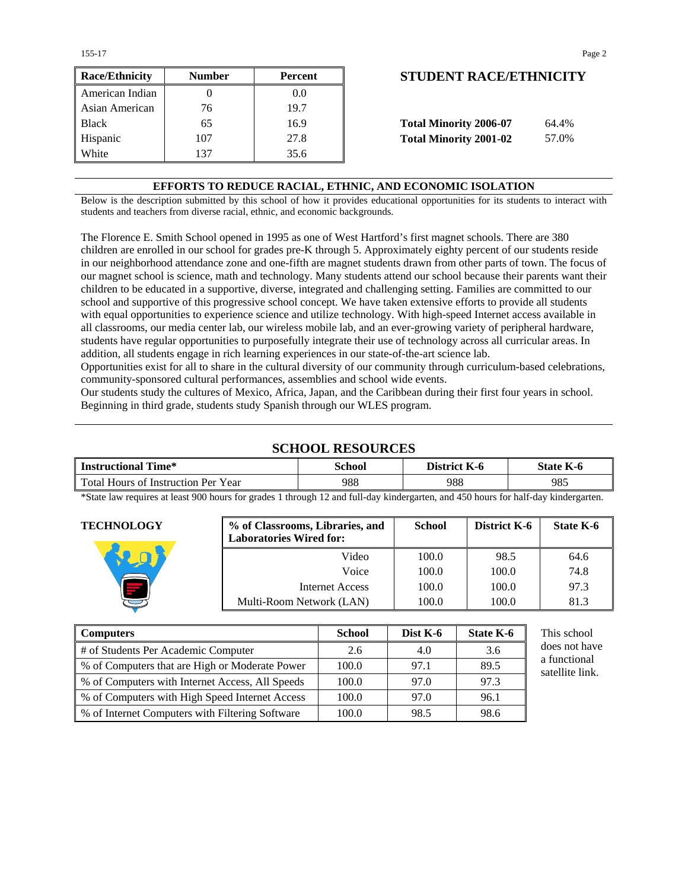| Race/Ethnicity | Number | Percent |
|---|---|---|
| American Indian | 0 | 0.0 |
| Asian American | 76 | 19.7 |
| Black | 65 | 16.9 |
| Hispanic | 107 | 27.8 |
| White | 137 | 35.6 |

## STUDENT RACE/ETHNICITY

**Total Minority 2006-07** 64.4%

**Total Minority 2001-02** 57.0%

## EFFORTS TO REDUCE RACIAL, ETHNIC, AND ECONOMIC ISOLATION

Below is the description submitted by this school of how it provides educational opportunities for its students to interact with students and teachers from diverse racial, ethnic, and economic backgrounds.

The Florence E. Smith School opened in 1995 as one of West Hartford's first magnet schools. There are 380 children are enrolled in our school for grades pre-K through 5. Approximately eighty percent of our students reside in our neighborhood attendance zone and one-fifth are magnet students drawn from other parts of town. The focus of our magnet school is science, math and technology. Many students attend our school because their parents want their children to be educated in a supportive, diverse, integrated and challenging setting. Families are committed to our school and supportive of this progressive school concept. We have taken extensive efforts to provide all students with equal opportunities to experience science and utilize technology. With high-speed Internet access available in all classrooms, our media center lab, our wireless mobile lab, and an ever-growing variety of peripheral hardware, students have regular opportunities to purposefully integrate their use of technology across all curricular areas. In addition, all students engage in rich learning experiences in our state-of-the-art science lab.
Opportunities exist for all to share in the cultural diversity of our community through curriculum-based celebrations, community-sponsored cultural performances, assemblies and school wide events.
Our students study the cultures of Mexico, Africa, Japan, and the Caribbean during their first four years in school. Beginning in third grade, students study Spanish through our WLES program.

## SCHOOL RESOURCES

| Instructional Time* | School | District K-6 | State K-6 |
|---|---|---|---|
| Total Hours of Instruction Per Year | 988 | 988 | 985 |

*State law requires at least 900 hours for grades 1 through 12 and full-day kindergarten, and 450 hours for half-day kindergarten.

### TECHNOLOGY

| % of Classrooms, Libraries, and Laboratories Wired for: | School | District K-6 | State K-6 |
|---|---|---|---|
| Video | 100.0 | 98.5 | 64.6 |
| Voice | 100.0 | 100.0 | 74.8 |
| Internet Access | 100.0 | 100.0 | 97.3 |
| Multi-Room Network (LAN) | 100.0 | 100.0 | 81.3 |

| Computers | School | Dist K-6 | State K-6 |
|---|---|---|---|
| # of Students Per Academic Computer | 2.6 | 4.0 | 3.6 |
| % of Computers that are High or Moderate Power | 100.0 | 97.1 | 89.5 |
| % of Computers with Internet Access, All Speeds | 100.0 | 97.0 | 97.3 |
| % of Computers with High Speed Internet Access | 100.0 | 97.0 | 96.1 |
| % of Internet Computers with Filtering Software | 100.0 | 98.5 | 98.6 |

This school does not have a functional satellite link.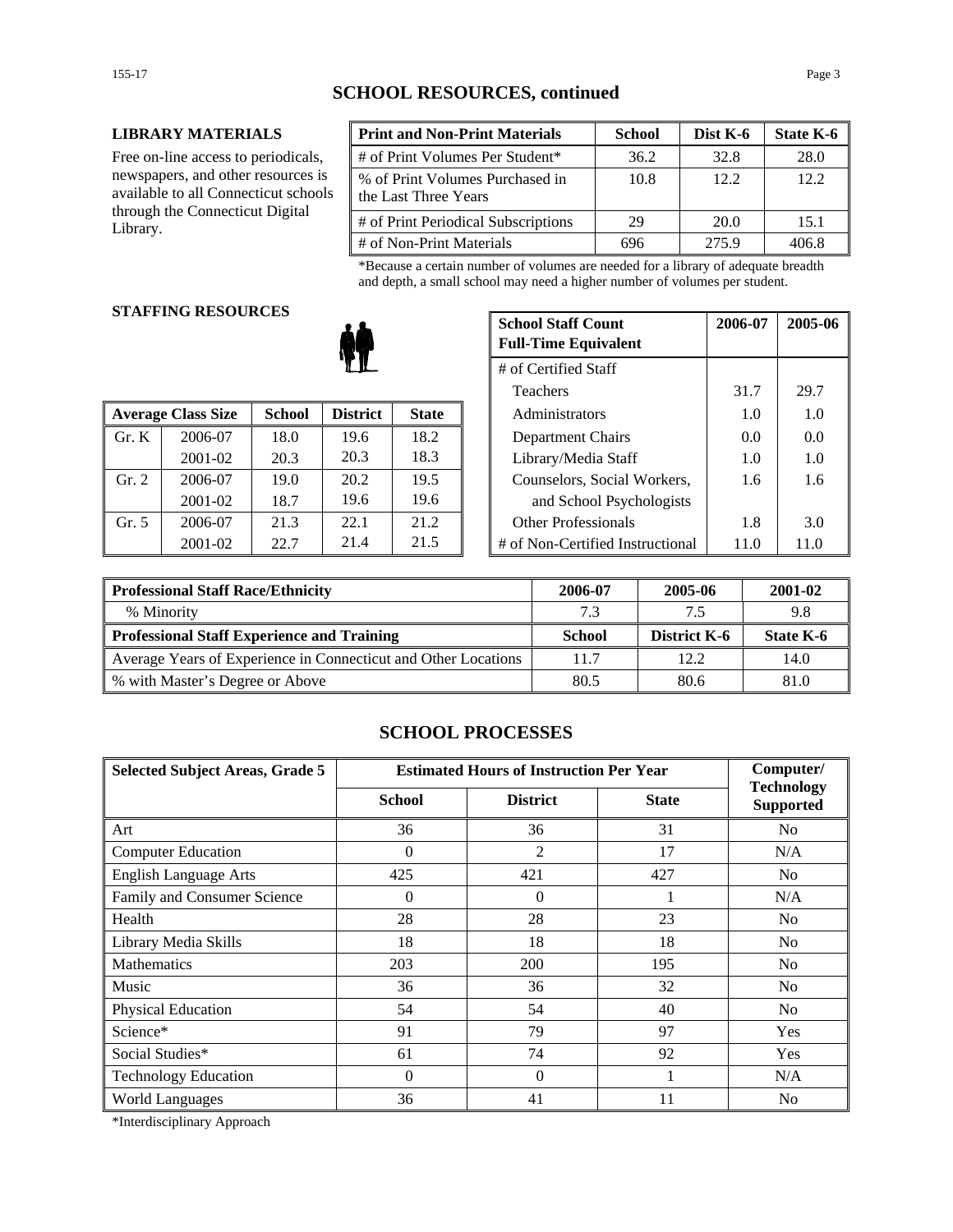## SCHOOL RESOURCES, continued

### LIBRARY MATERIALS

Free on-line access to periodicals, newspapers, and other resources is available to all Connecticut schools through the Connecticut Digital Library.

| Print and Non-Print Materials | School | Dist K-6 | State K-6 |
|---|---|---|---|
| # of Print Volumes Per Student* | 36.2 | 32.8 | 28.0 |
| % of Print Volumes Purchased in the Last Three Years | 10.8 | 12.2 | 12.2 |
| # of Print Periodical Subscriptions | 29 | 20.0 | 15.1 |
| # of Non-Print Materials | 696 | 275.9 | 406.8 |

*Because a certain number of volumes are needed for a library of adequate breadth and depth, a small school may need a higher number of volumes per student.

### STAFFING RESOURCES

| Average Class Size | | School | District | State |
|---|---|---|---|---|
| Gr. K | 2006-07 | 18.0 | 19.6 | 18.2 |
| | 2001-02 | 20.3 | 20.3 | 18.3 |
| Gr. 2 | 2006-07 | 19.0 | 20.2 | 19.5 |
| | 2001-02 | 18.7 | 19.6 | 19.6 |
| Gr. 5 | 2006-07 | 21.3 | 22.1 | 21.2 |
| | 2001-02 | 22.7 | 21.4 | 21.5 |

| School Staff Count Full-Time Equivalent | 2006-07 | 2005-06 |
|---|---|---|
| # of Certified Staff | | |
| Teachers | 31.7 | 29.7 |
| Administrators | 1.0 | 1.0 |
| Department Chairs | 0.0 | 0.0 |
| Library/Media Staff | 1.0 | 1.0 |
| Counselors, Social Workers, and School Psychologists | 1.6 | 1.6 |
| Other Professionals | 1.8 | 3.0 |
| # of Non-Certified Instructional | 11.0 | 11.0 |

| Professional Staff Race/Ethnicity | 2006-07 | 2005-06 | 2001-02 |
|---|---|---|---|
| % Minority | 7.3 | 7.5 | 9.8 |
| **Professional Staff Experience and Training** | **School** | **District K-6** | **State K-6** |
| Average Years of Experience in Connecticut and Other Locations | 11.7 | 12.2 | 14.0 |
| % with Master's Degree or Above | 80.5 | 80.6 | 81.0 |

## SCHOOL PROCESSES

| Selected Subject Areas, Grade 5 | Estimated Hours of Instruction Per Year | | | Computer/ Technology Supported |
|---|---|---|---|---|
| | School | District | State | |
| Art | 36 | 36 | 31 | No |
| Computer Education | 0 | 2 | 17 | N/A |
| English Language Arts | 425 | 421 | 427 | No |
| Family and Consumer Science | 0 | 0 | 1 | N/A |
| Health | 28 | 28 | 23 | No |
| Library Media Skills | 18 | 18 | 18 | No |
| Mathematics | 203 | 200 | 195 | No |
| Music | 36 | 36 | 32 | No |
| Physical Education | 54 | 54 | 40 | No |
| Science* | 91 | 79 | 97 | Yes |
| Social Studies* | 61 | 74 | 92 | Yes |
| Technology Education | 0 | 0 | 1 | N/A |
| World Languages | 36 | 41 | 11 | No |

*Interdisciplinary Approach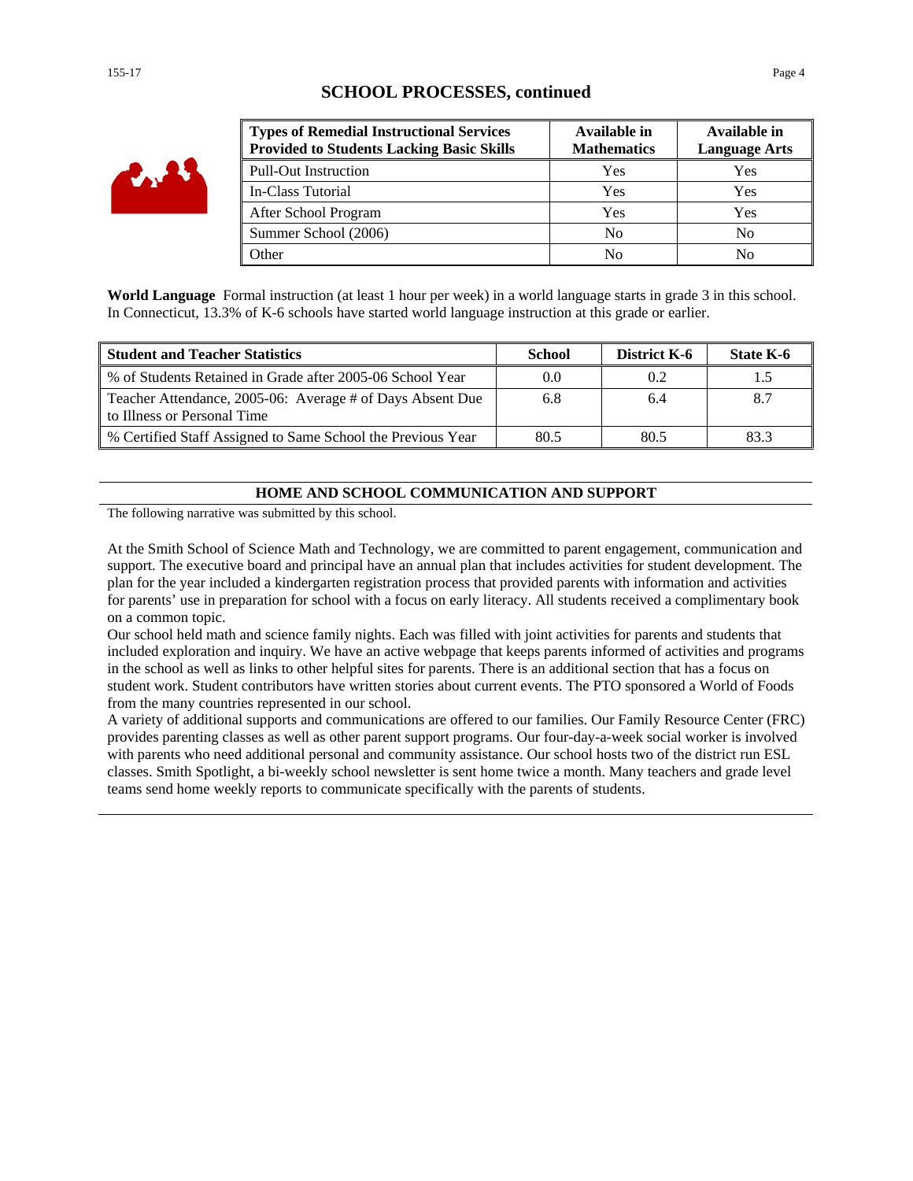## SCHOOL PROCESSES, continued

| Types of Remedial Instructional Services Provided to Students Lacking Basic Skills | Available in Mathematics | Available in Language Arts |
|---|---|---|
| Pull-Out Instruction | Yes | Yes |
| In-Class Tutorial | Yes | Yes |
| After School Program | Yes | Yes |
| Summer School (2006) | No | No |
| Other | No | No |

**World Language** Formal instruction (at least 1 hour per week) in a world language starts in grade 3 in this school. In Connecticut, 13.3% of K-6 schools have started world language instruction at this grade or earlier.

| Student and Teacher Statistics | School | District K-6 | State K-6 |
|---|---|---|---|
| % of Students Retained in Grade after 2005-06 School Year | 0.0 | 0.2 | 1.5 |
| Teacher Attendance, 2005-06: Average # of Days Absent Due to Illness or Personal Time | 6.8 | 6.4 | 8.7 |
| % Certified Staff Assigned to Same School the Previous Year | 80.5 | 80.5 | 83.3 |

## HOME AND SCHOOL COMMUNICATION AND SUPPORT

The following narrative was submitted by this school.

At the Smith School of Science Math and Technology, we are committed to parent engagement, communication and support. The executive board and principal have an annual plan that includes activities for student development. The plan for the year included a kindergarten registration process that provided parents with information and activities for parents' use in preparation for school with a focus on early literacy. All students received a complimentary book on a common topic.

Our school held math and science family nights. Each was filled with joint activities for parents and students that included exploration and inquiry. We have an active webpage that keeps parents informed of activities and programs in the school as well as links to other helpful sites for parents. There is an additional section that has a focus on student work. Student contributors have written stories about current events. The PTO sponsored a World of Foods from the many countries represented in our school.

A variety of additional supports and communications are offered to our families. Our Family Resource Center (FRC) provides parenting classes as well as other parent support programs. Our four-day-a-week social worker is involved with parents who need additional personal and community assistance. Our school hosts two of the district run ESL classes. Smith Spotlight, a bi-weekly school newsletter is sent home twice a month. Many teachers and grade level teams send home weekly reports to communicate specifically with the parents of students.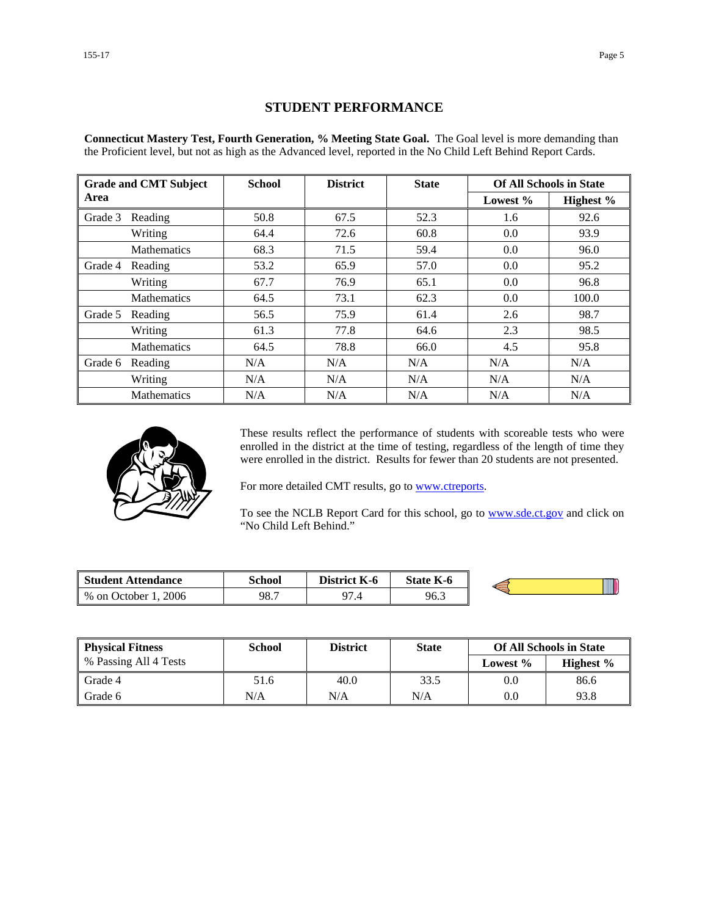## STUDENT PERFORMANCE

**Connecticut Mastery Test, Fourth Generation, % Meeting State Goal.** The Goal level is more demanding than the Proficient level, but not as high as the Advanced level, reported in the No Child Left Behind Report Cards.

| Grade and CMT Subject Area | | School | District | State | Of All Schools in State | |
|---|---|---|---|---|---|---|
| | | | | | Lowest % | Highest % |
| Grade 3 | Reading | 50.8 | 67.5 | 52.3 | 1.6 | 92.6 |
| | Writing | 64.4 | 72.6 | 60.8 | 0.0 | 93.9 |
| | Mathematics | 68.3 | 71.5 | 59.4 | 0.0 | 96.0 |
| Grade 4 | Reading | 53.2 | 65.9 | 57.0 | 0.0 | 95.2 |
| | Writing | 67.7 | 76.9 | 65.1 | 0.0 | 96.8 |
| | Mathematics | 64.5 | 73.1 | 62.3 | 0.0 | 100.0 |
| Grade 5 | Reading | 56.5 | 75.9 | 61.4 | 2.6 | 98.7 |
| | Writing | 61.3 | 77.8 | 64.6 | 2.3 | 98.5 |
| | Mathematics | 64.5 | 78.8 | 66.0 | 4.5 | 95.8 |
| Grade 6 | Reading | N/A | N/A | N/A | N/A | N/A |
| | Writing | N/A | N/A | N/A | N/A | N/A |
| | Mathematics | N/A | N/A | N/A | N/A | N/A |

These results reflect the performance of students with scoreable tests who were enrolled in the district at the time of testing, regardless of the length of time they were enrolled in the district. Results for fewer than 20 students are not presented.

For more detailed CMT results, go to www.ctreports.

To see the NCLB Report Card for this school, go to www.sde.ct.gov and click on "No Child Left Behind."

| Student Attendance | School | District K-6 | State K-6 |
|---|---|---|---|
| % on October 1, 2006 | 98.7 | 97.4 | 96.3 |

| Physical Fitness<br>% Passing All 4 Tests | School | District | State | Of All Schools in State | |
|---|---|---|---|---|---|
| | | | | Lowest % | Highest % |
| Grade 4 | 51.6 | 40.0 | 33.5 | 0.0 | 86.6 |
| Grade 6 | N/A | N/A | N/A | 0.0 | 93.8 |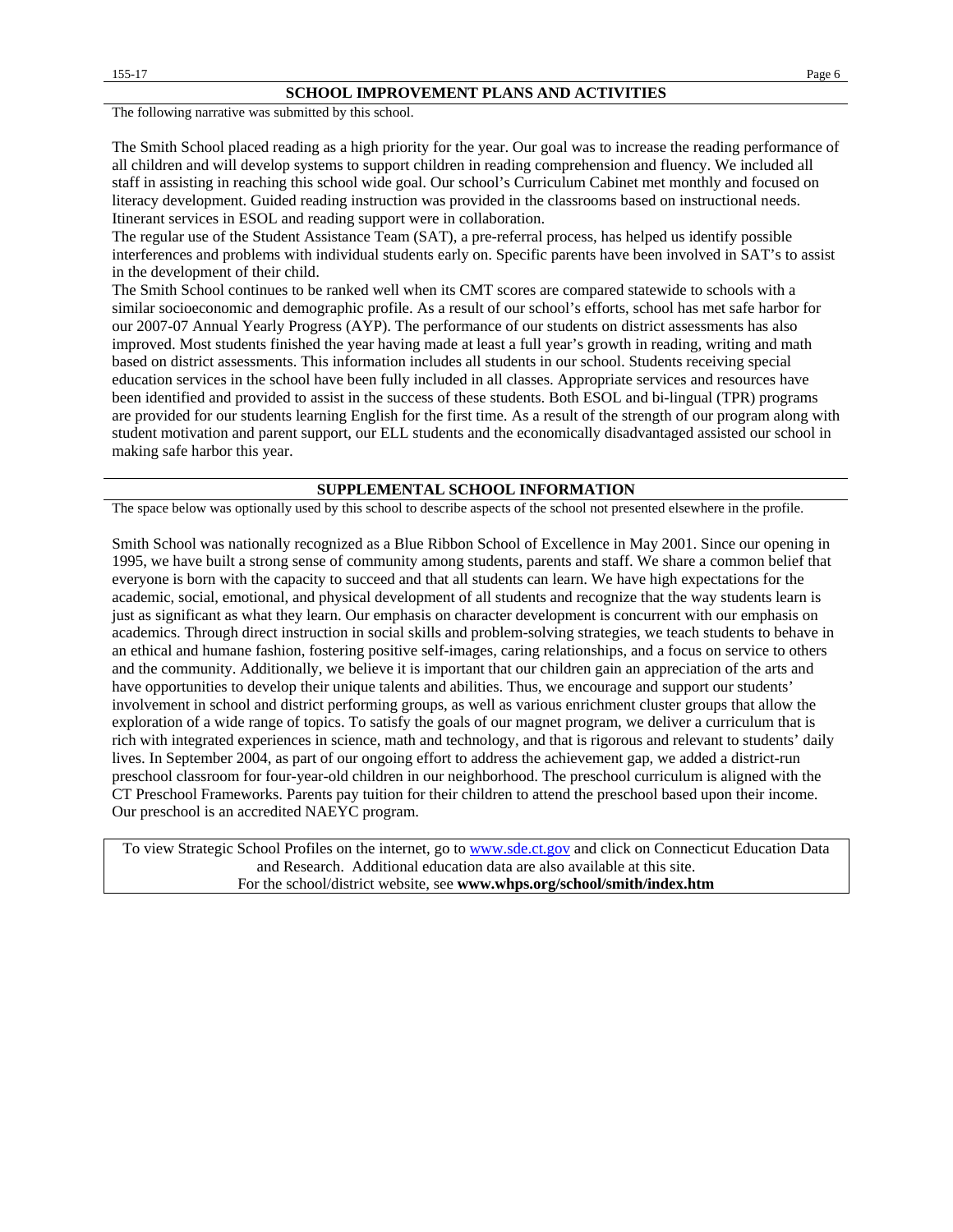## SCHOOL IMPROVEMENT PLANS AND ACTIVITIES

The following narrative was submitted by this school.

The Smith School placed reading as a high priority for the year. Our goal was to increase the reading performance of all children and will develop systems to support children in reading comprehension and fluency. We included all staff in assisting in reaching this school wide goal. Our school's Curriculum Cabinet met monthly and focused on literacy development. Guided reading instruction was provided in the classrooms based on instructional needs. Itinerant services in ESOL and reading support were in collaboration.

The regular use of the Student Assistance Team (SAT), a pre-referral process, has helped us identify possible interferences and problems with individual students early on. Specific parents have been involved in SAT's to assist in the development of their child.

The Smith School continues to be ranked well when its CMT scores are compared statewide to schools with a similar socioeconomic and demographic profile. As a result of our school's efforts, school has met safe harbor for our 2007-07 Annual Yearly Progress (AYP). The performance of our students on district assessments has also improved. Most students finished the year having made at least a full year's growth in reading, writing and math based on district assessments. This information includes all students in our school. Students receiving special education services in the school have been fully included in all classes. Appropriate services and resources have been identified and provided to assist in the success of these students. Both ESOL and bi-lingual (TPR) programs are provided for our students learning English for the first time. As a result of the strength of our program along with student motivation and parent support, our ELL students and the economically disadvantaged assisted our school in making safe harbor this year.

## SUPPLEMENTAL SCHOOL INFORMATION

The space below was optionally used by this school to describe aspects of the school not presented elsewhere in the profile.

Smith School was nationally recognized as a Blue Ribbon School of Excellence in May 2001. Since our opening in 1995, we have built a strong sense of community among students, parents and staff. We share a common belief that everyone is born with the capacity to succeed and that all students can learn. We have high expectations for the academic, social, emotional, and physical development of all students and recognize that the way students learn is just as significant as what they learn. Our emphasis on character development is concurrent with our emphasis on academics. Through direct instruction in social skills and problem-solving strategies, we teach students to behave in an ethical and humane fashion, fostering positive self-images, caring relationships, and a focus on service to others and the community. Additionally, we believe it is important that our children gain an appreciation of the arts and have opportunities to develop their unique talents and abilities. Thus, we encourage and support our students' involvement in school and district performing groups, as well as various enrichment cluster groups that allow the exploration of a wide range of topics. To satisfy the goals of our magnet program, we deliver a curriculum that is rich with integrated experiences in science, math and technology, and that is rigorous and relevant to students' daily lives. In September 2004, as part of our ongoing effort to address the achievement gap, we added a district-run preschool classroom for four-year-old children in our neighborhood. The preschool curriculum is aligned with the CT Preschool Frameworks. Parents pay tuition for their children to attend the preschool based upon their income. Our preschool is an accredited NAEYC program.

To view Strategic School Profiles on the internet, go to www.sde.ct.gov and click on Connecticut Education Data and Research. Additional education data are also available at this site.
For the school/district website, see **www.whps.org/school/smith/index.htm**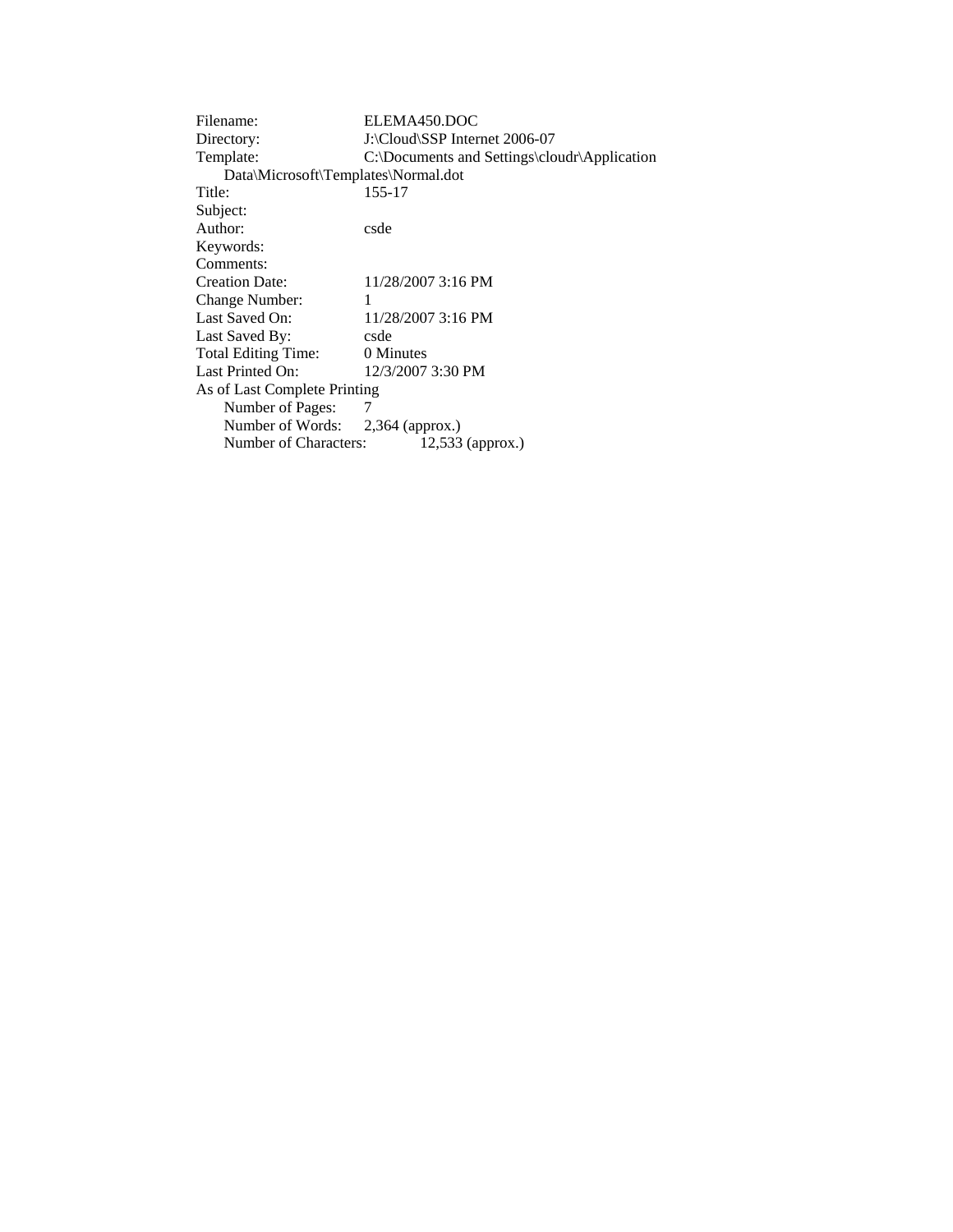Filename: ELEMA450.DOC
Directory: J:\Cloud\SSP Internet 2006-07
Template: C:\Documents and Settings\cloudr\Application Data\Microsoft\Templates\Normal.dot
Title: 155-17
Subject:
Author: csde
Keywords:
Comments:
Creation Date: 11/28/2007 3:16 PM
Change Number: 1
Last Saved On: 11/28/2007 3:16 PM
Last Saved By: csde
Total Editing Time: 0 Minutes
Last Printed On: 12/3/2007 3:30 PM
As of Last Complete Printing
Number of Pages: 7
Number of Words: 2,364 (approx.)
Number of Characters: 12,533 (approx.)